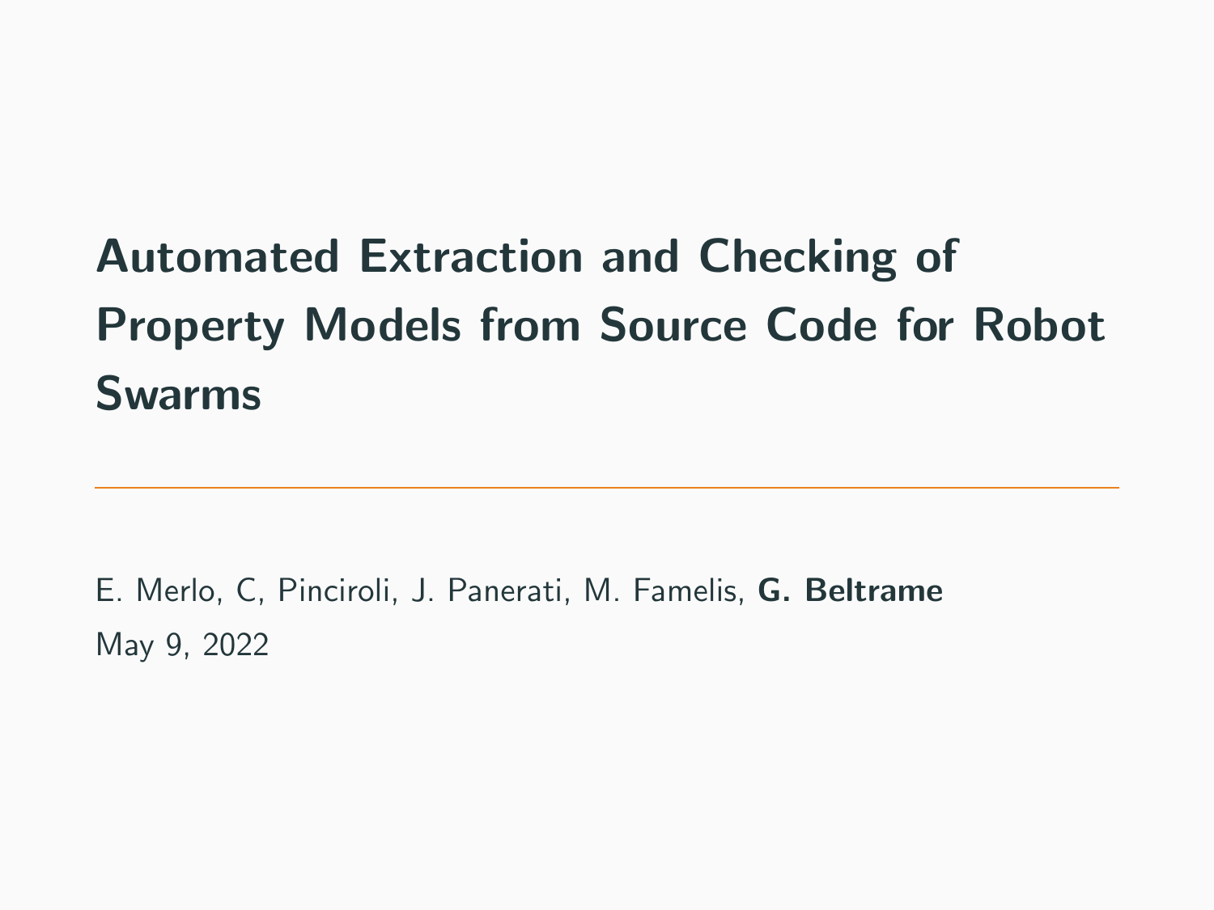# Automated Extraction and Checking of Property Models from Source Code for Robot Swarms

E. Merlo, C, Pinciroli, J. Panerati, M. Famelis, **G. Beltrame**

May 9, 2022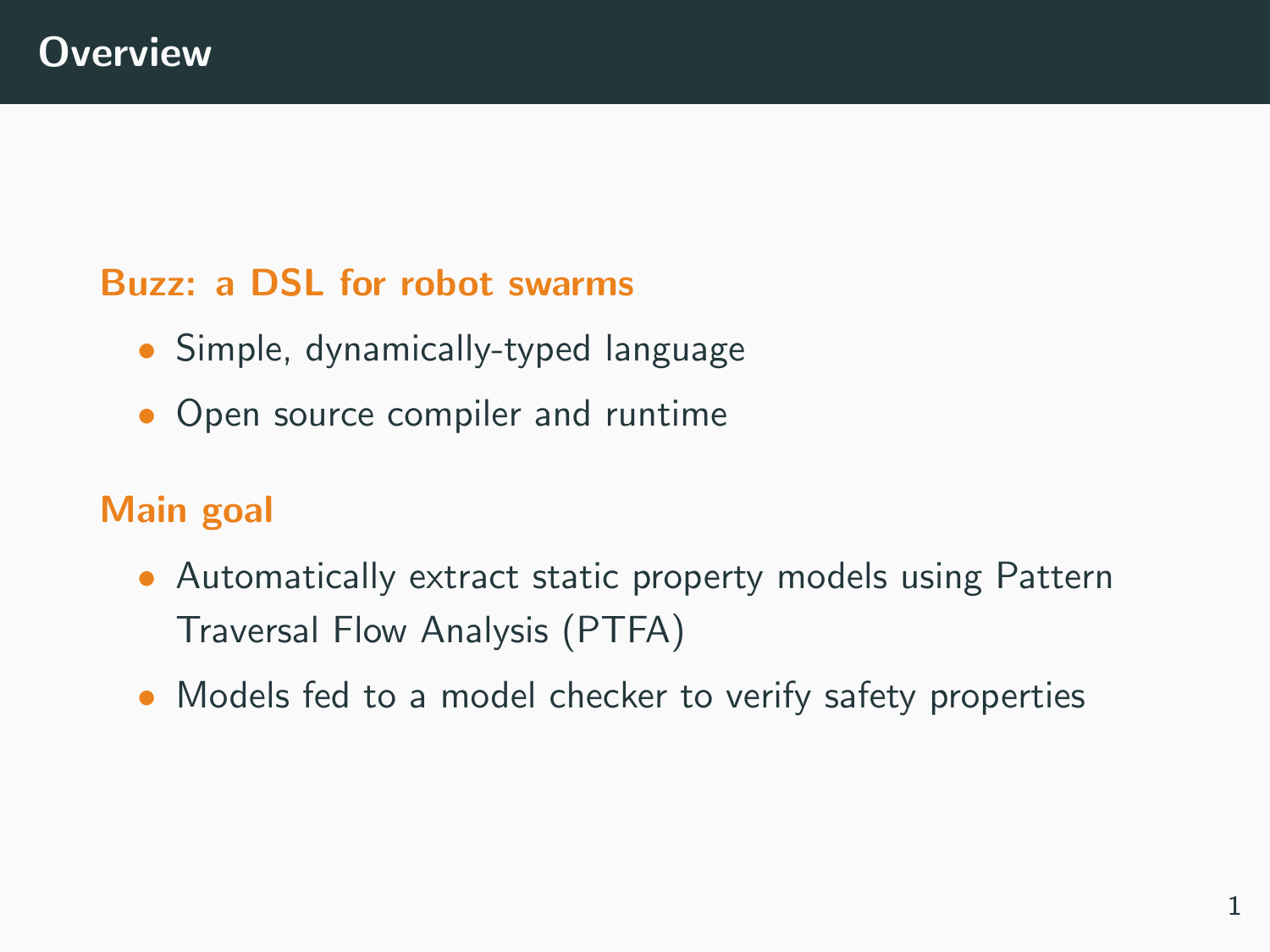# Overview

### Buzz: a DSL for robot swarms

- Simple, dynamically-typed language
- Open source compiler and runtime

### Main goal

- Automatically extract static property models using Pattern Traversal Flow Analysis (PTFA)
- Models fed to a model checker to verify safety properties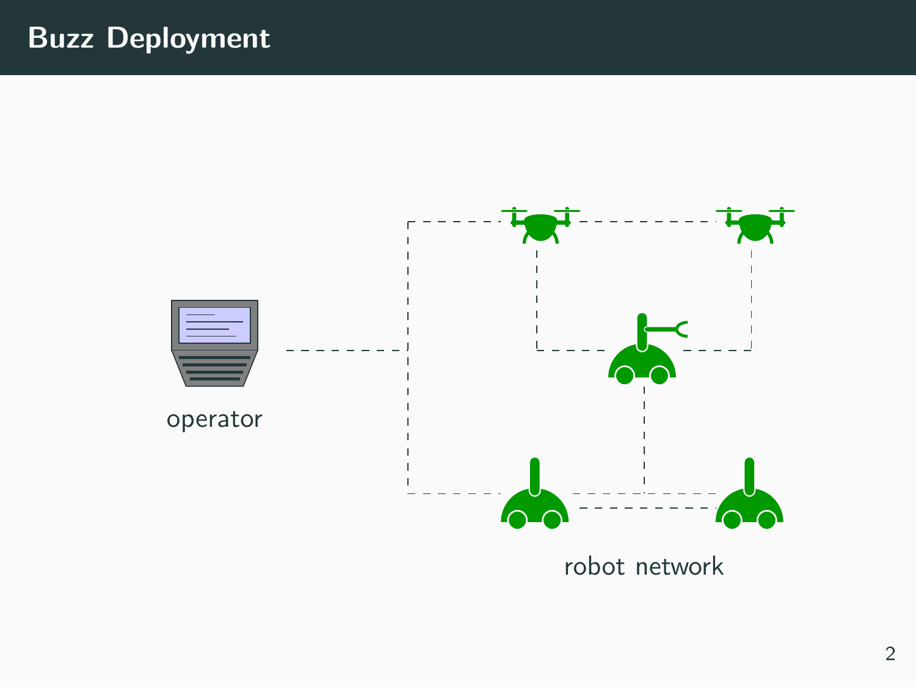# Buzz Deployment

operator

robot network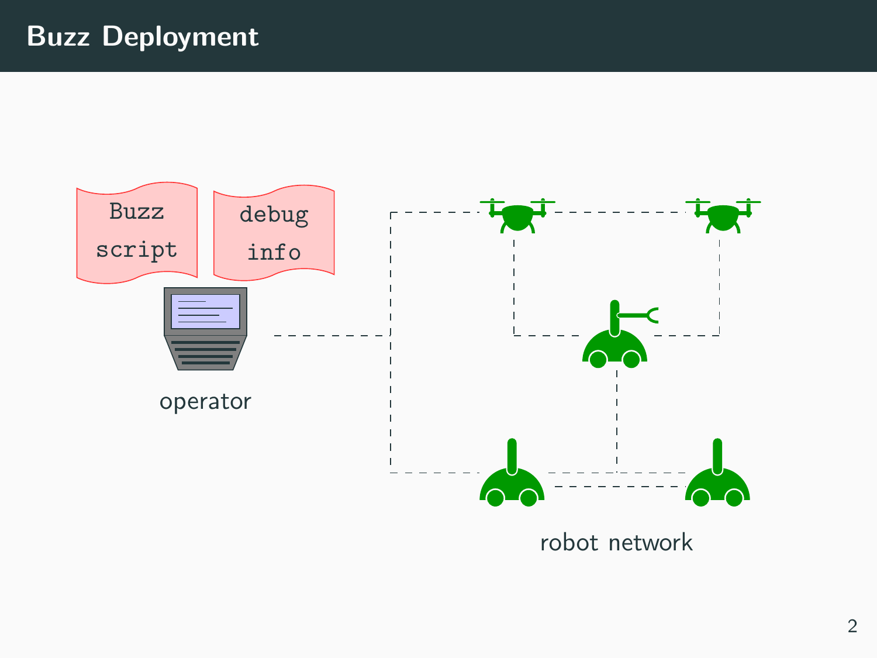# Buzz Deployment

Buzz script

debug info

operator

robot network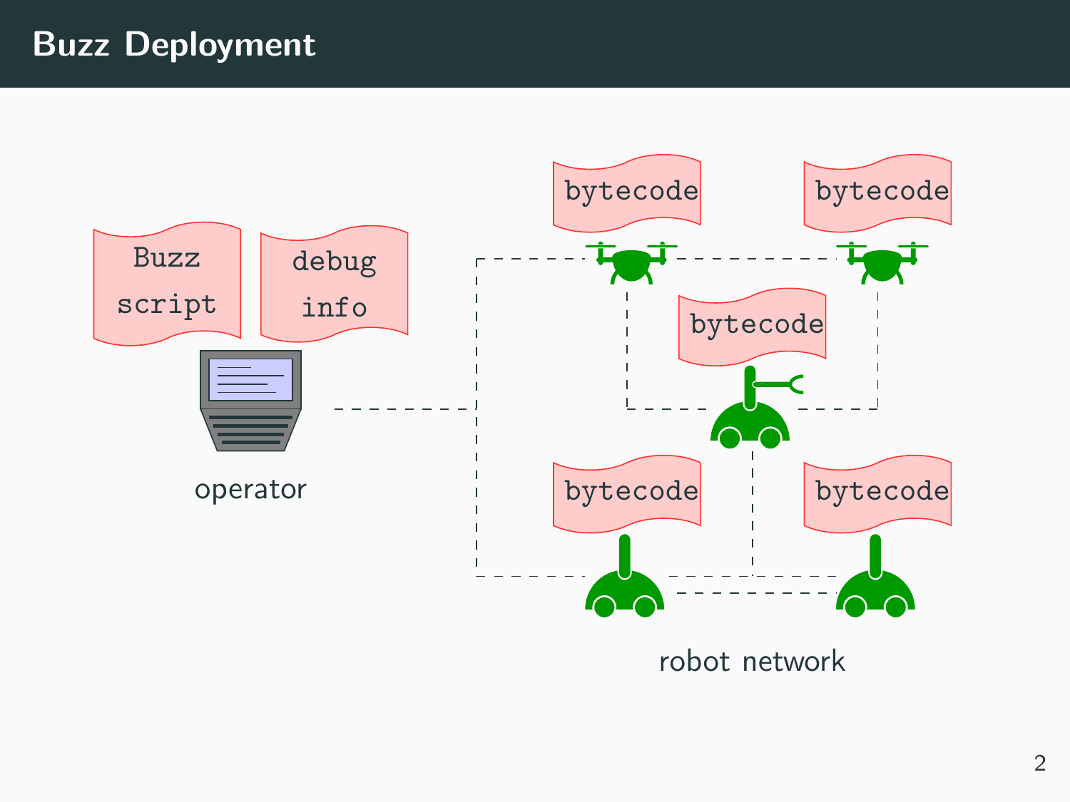# Buzz Deployment

Buzz script

debug info

operator

bytecode

bytecode

bytecode

bytecode

bytecode

robot network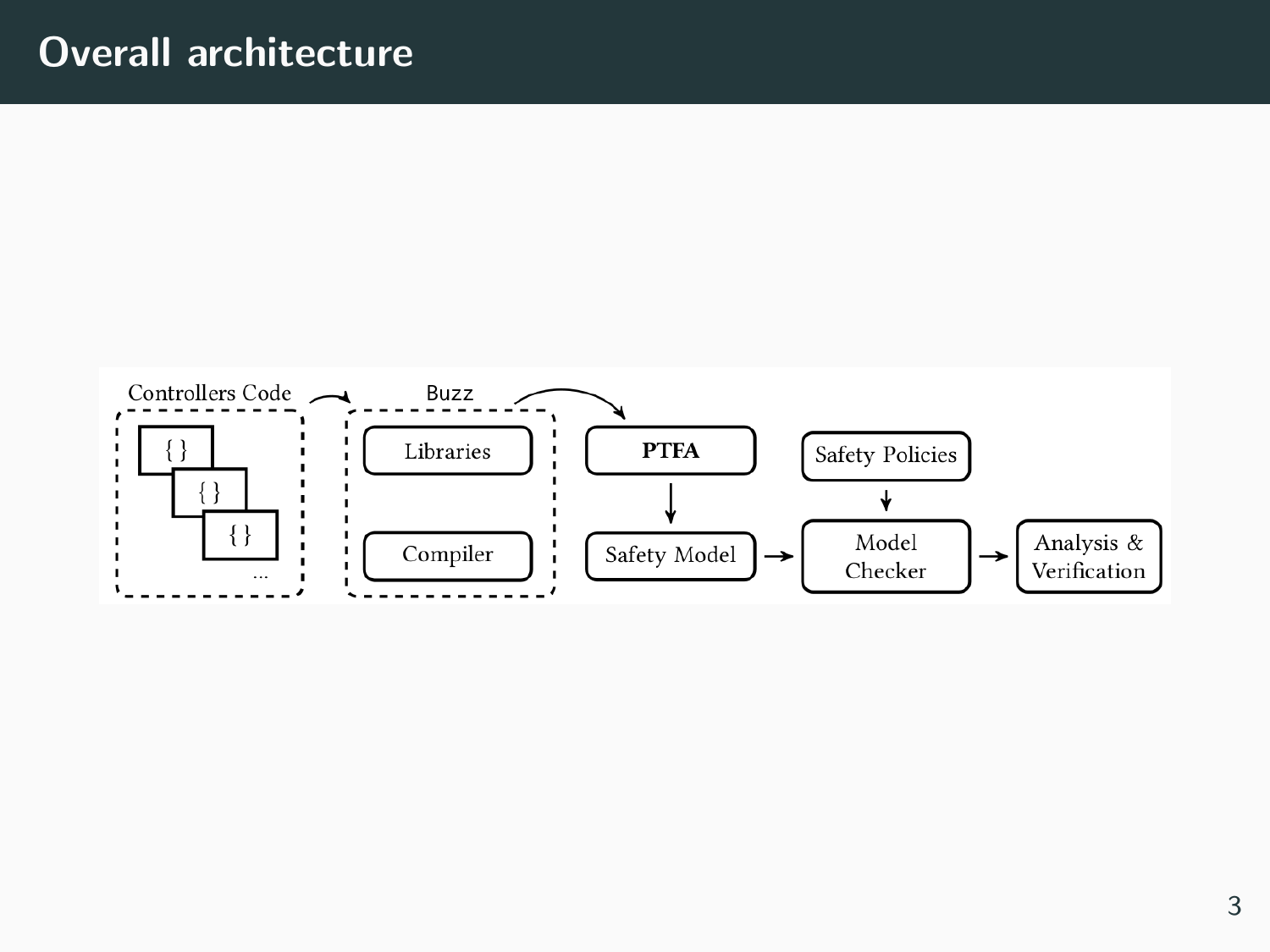# Overall architecture

Controllers Code

Buzz

Libraries

Compiler

PTFA

Safety Model

Safety Policies

Model Checker

Analysis & Verification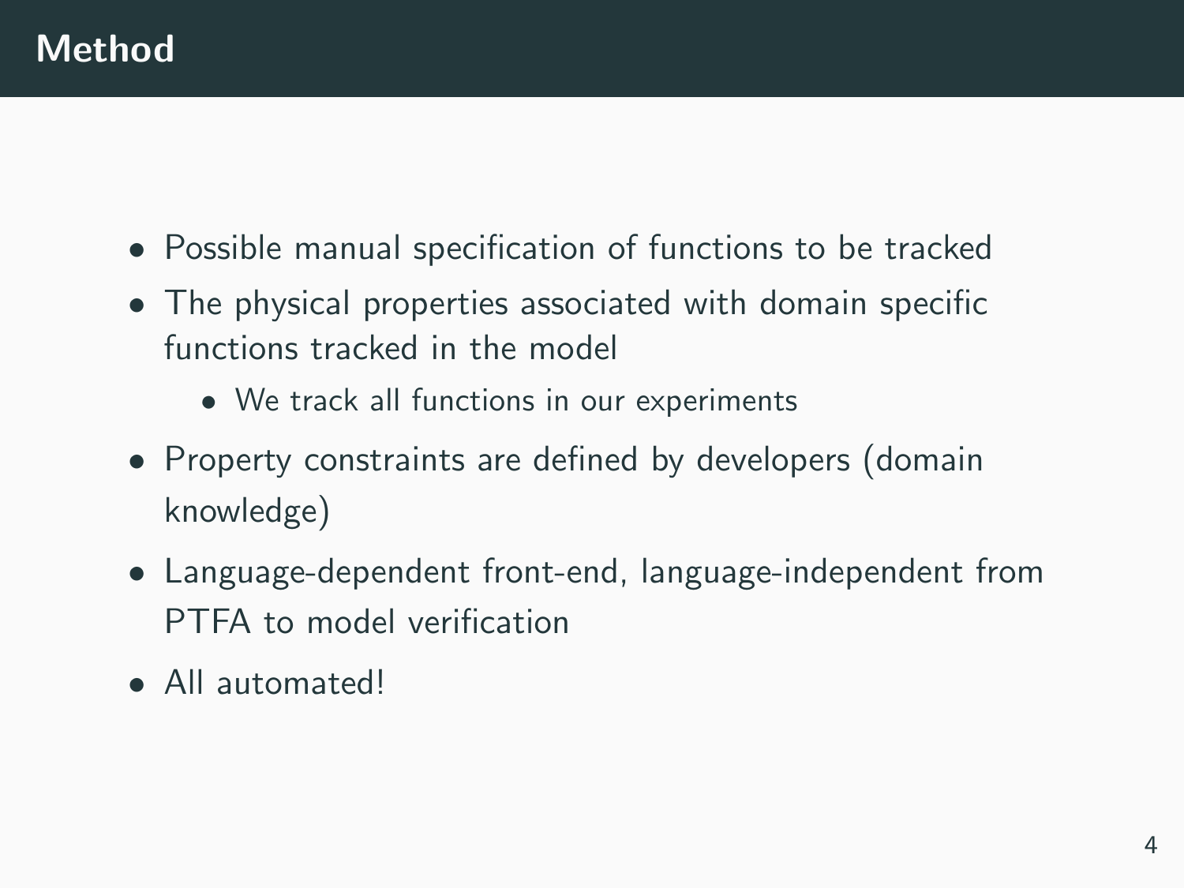# Method

- Possible manual specification of functions to be tracked
- The physical properties associated with domain specific functions tracked in the model
  - We track all functions in our experiments
- Property constraints are defined by developers (domain knowledge)
- Language-dependent front-end, language-independent from PTFA to model verification
- All automated!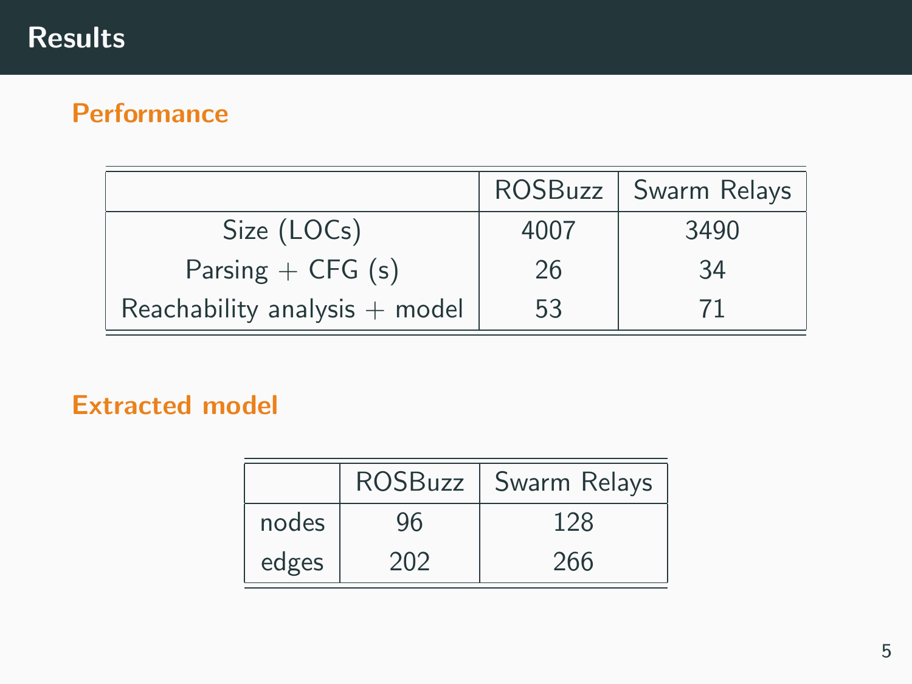# Results

## Performance

| | ROSBuzz | Swarm Relays |
|---|---|---|
| Size (LOCs) | 4007 | 3490 |
| Parsing + CFG (s) | 26 | 34 |
| Reachability analysis + model | 53 | 71 |

## Extracted model

| | ROSBuzz | Swarm Relays |
|---|---|---|
| nodes | 96 | 128 |
| edges | 202 | 266 |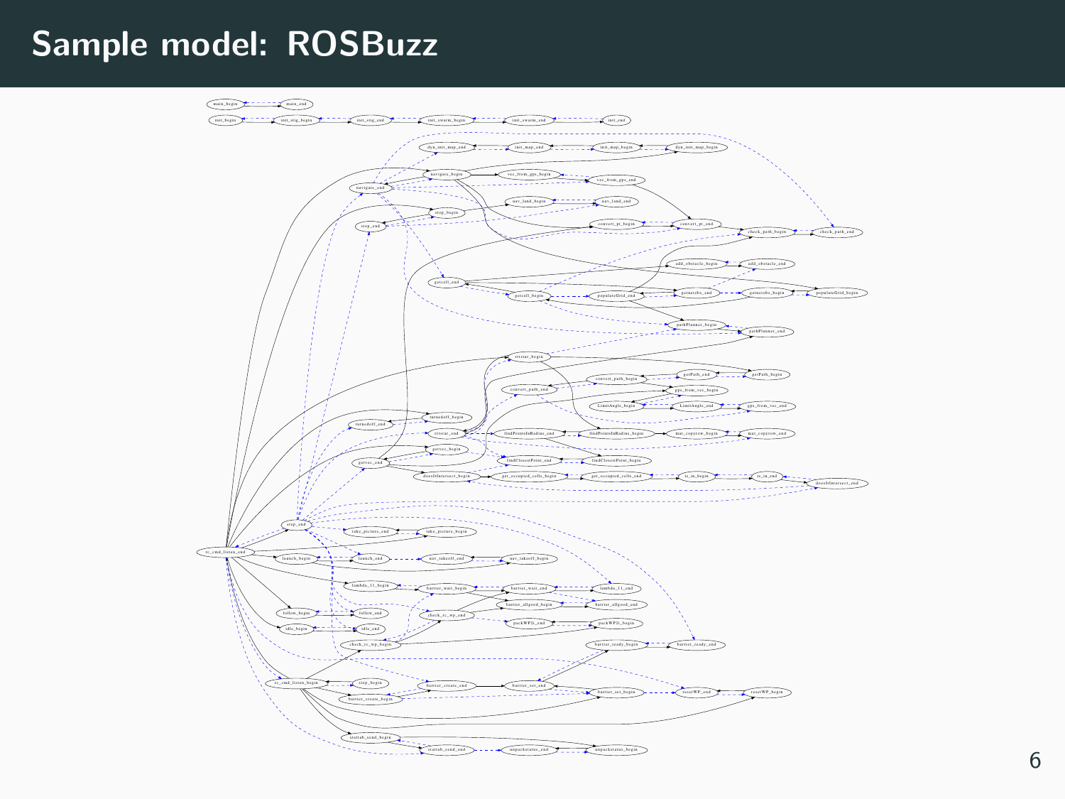# Sample model: ROSBuzz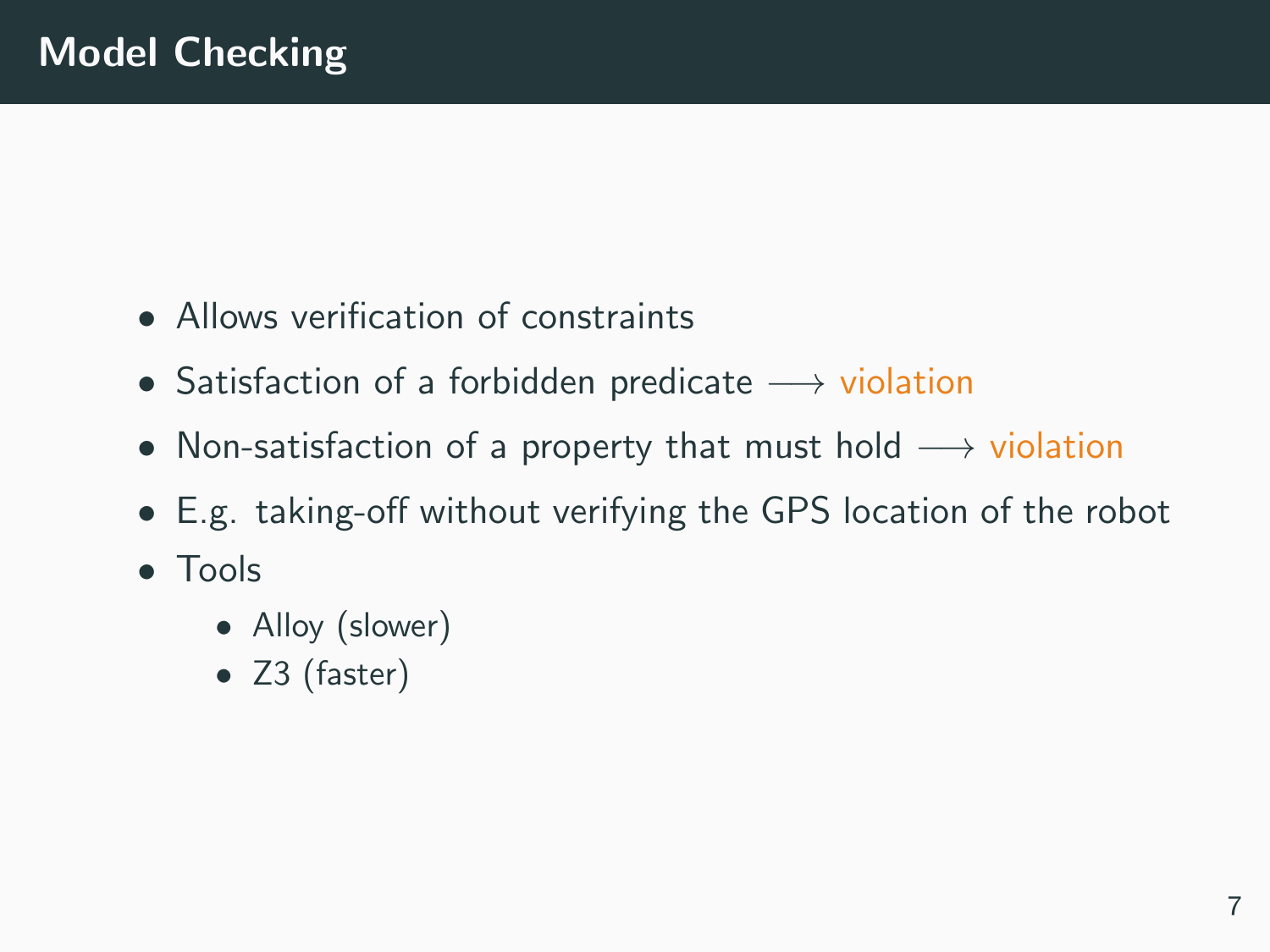# Model Checking

- Allows verification of constraints
- Satisfaction of a forbidden predicate $\longrightarrow$ violation
- Non-satisfaction of a property that must hold $\longrightarrow$ violation
- E.g. taking-off without verifying the GPS location of the robot
- Tools
  - Alloy (slower)
  - Z3 (faster)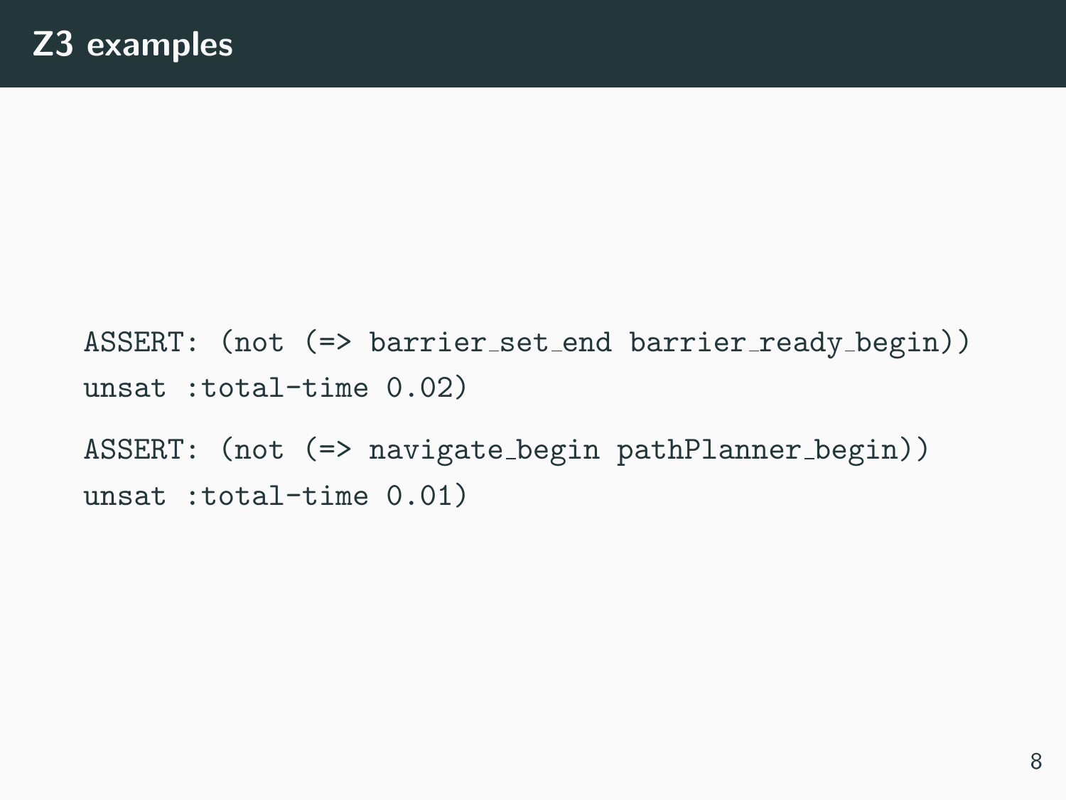# Z3 examples

```
ASSERT: (not (=> barrier_set_end barrier_ready_begin))
unsat :total-time 0.02)

ASSERT: (not (=> navigate_begin pathPlanner_begin))
unsat :total-time 0.01)
```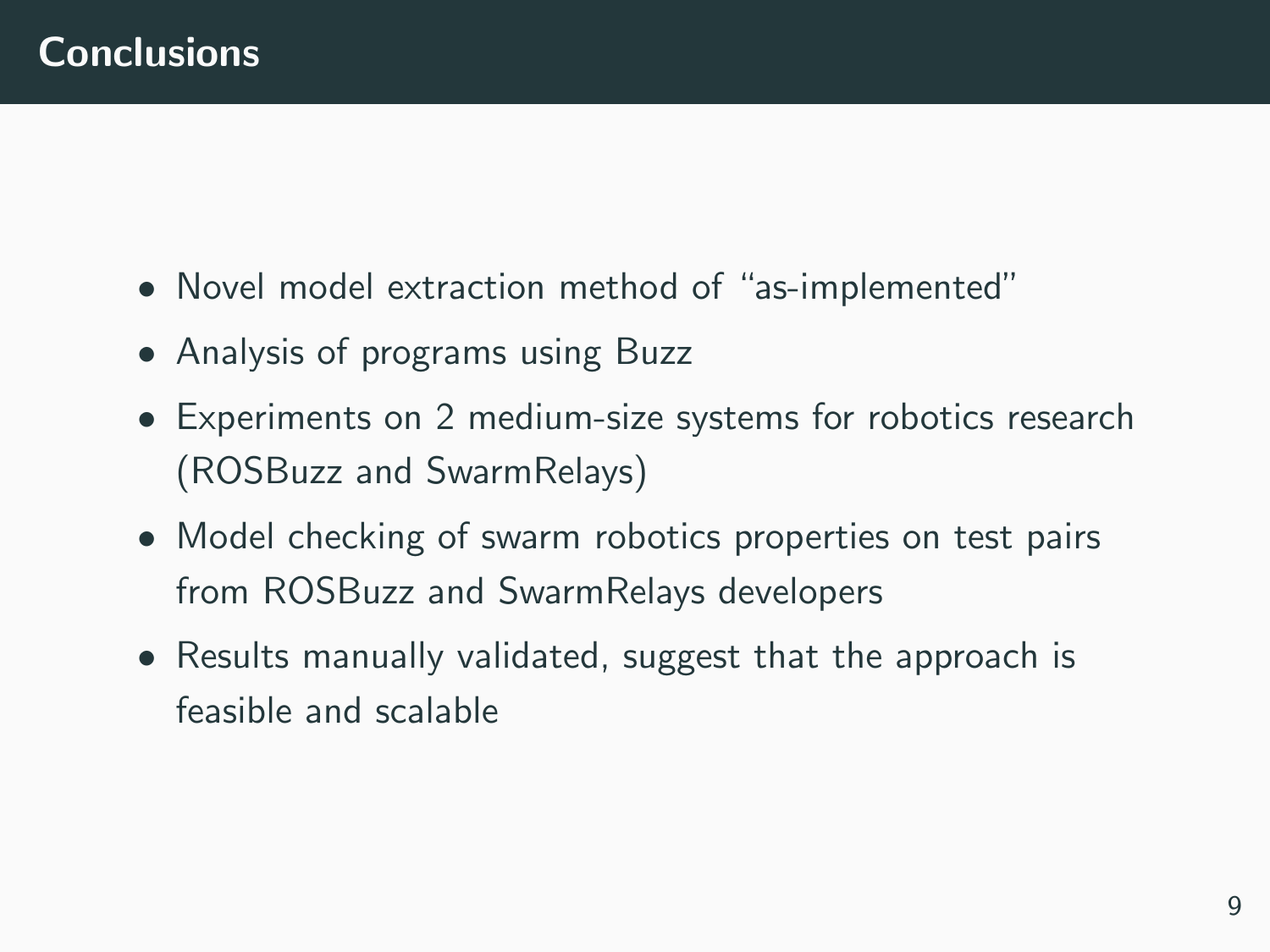# Conclusions

- Novel model extraction method of "as-implemented"
- Analysis of programs using Buzz
- Experiments on 2 medium-size systems for robotics research (ROSBuzz and SwarmRelays)
- Model checking of swarm robotics properties on test pairs from ROSBuzz and SwarmRelays developers
- Results manually validated, suggest that the approach is feasible and scalable